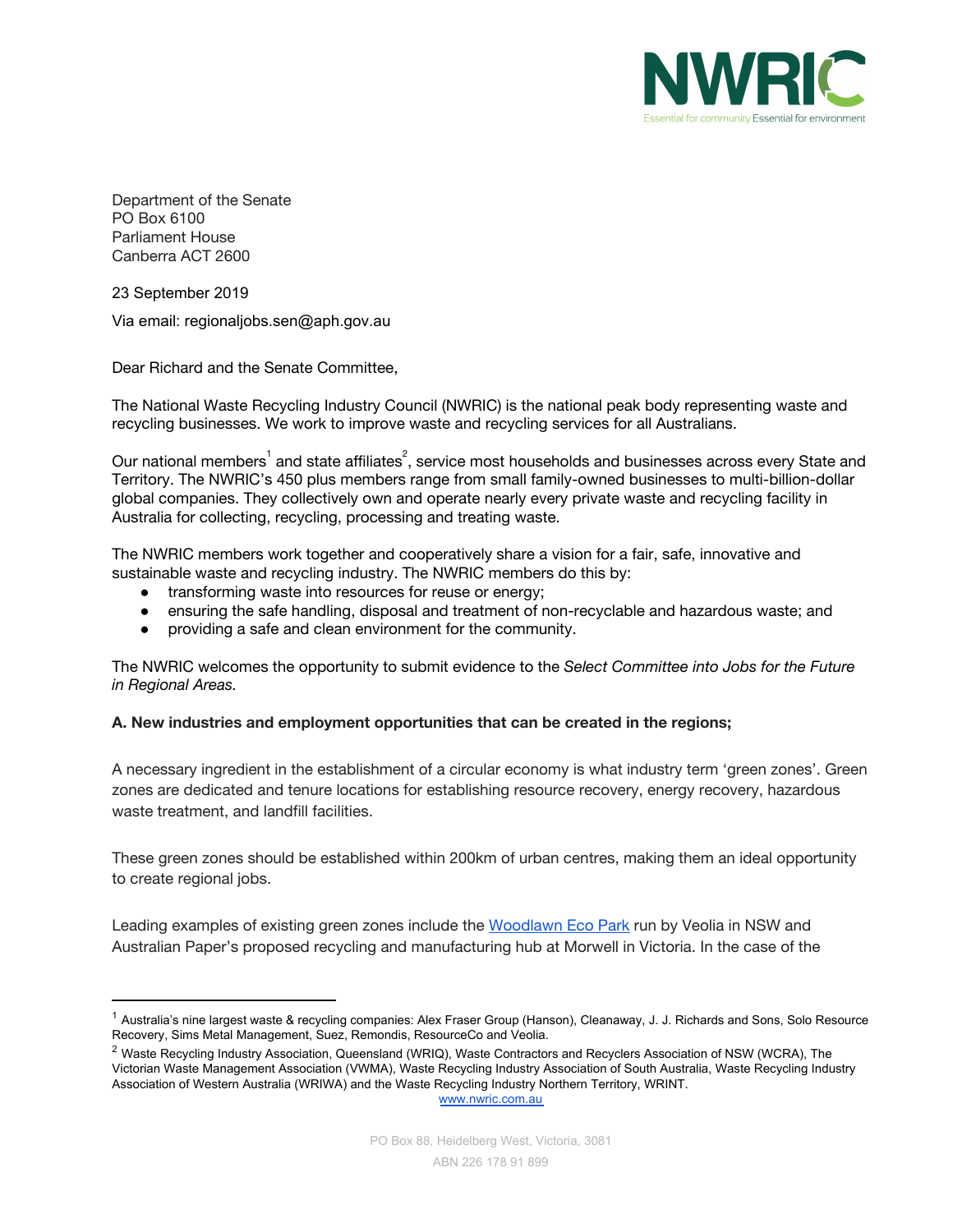NWRIC
Essential for community Essential for environment

Department of the Senate
PO Box 6100
Parliament House
Canberra ACT 2600

23 September 2019

Via email: regionaljobs.sen@aph.gov.au

Dear Richard and the Senate Committee,

The National Waste Recycling Industry Council (NWRIC) is the national peak body representing waste and recycling businesses. We work to improve waste and recycling services for all Australians.

Our national members[1] and state affiliates[2], service most households and businesses across every State and Territory. The NWRIC's 450 plus members range from small family-owned businesses to multi-billion-dollar global companies. They collectively own and operate nearly every private waste and recycling facility in Australia for collecting, recycling, processing and treating waste.

The NWRIC members work together and cooperatively share a vision for a fair, safe, innovative and sustainable waste and recycling industry. The NWRIC members do this by:

- transforming waste into resources for reuse or energy;
- ensuring the safe handling, disposal and treatment of non-recyclable and hazardous waste; and
- providing a safe and clean environment for the community.

The NWRIC welcomes the opportunity to submit evidence to the *Select Committee into Jobs for the Future in Regional Areas.*

**A. New industries and employment opportunities that can be created in the regions;**

A necessary ingredient in the establishment of a circular economy is what industry term 'green zones'. Green zones are dedicated and tenure locations for establishing resource recovery, energy recovery, hazardous waste treatment, and landfill facilities.

These green zones should be established within 200km of urban centres, making them an ideal opportunity to create regional jobs.

Leading examples of existing green zones include the Woodlawn Eco Park run by Veolia in NSW and Australian Paper's proposed recycling and manufacturing hub at Morwell in Victoria. In the case of the

---

[1] Australia's nine largest waste & recycling companies: Alex Fraser Group (Hanson), Cleanaway, J. J. Richards and Sons, Solo Resource Recovery, Sims Metal Management, Suez, Remondis, ResourceCo and Veolia.

[2] Waste Recycling Industry Association, Queensland (WRIQ), Waste Contractors and Recyclers Association of NSW (WCRA), The Victorian Waste Management Association (VWMA), Waste Recycling Industry Association of South Australia, Waste Recycling Industry Association of Western Australia (WRIWA) and the Waste Recycling Industry Northern Territory, WRINT.

www.nwric.com.au

PO Box 88, Heidelberg West, Victoria, 3081
ABN 226 178 91 899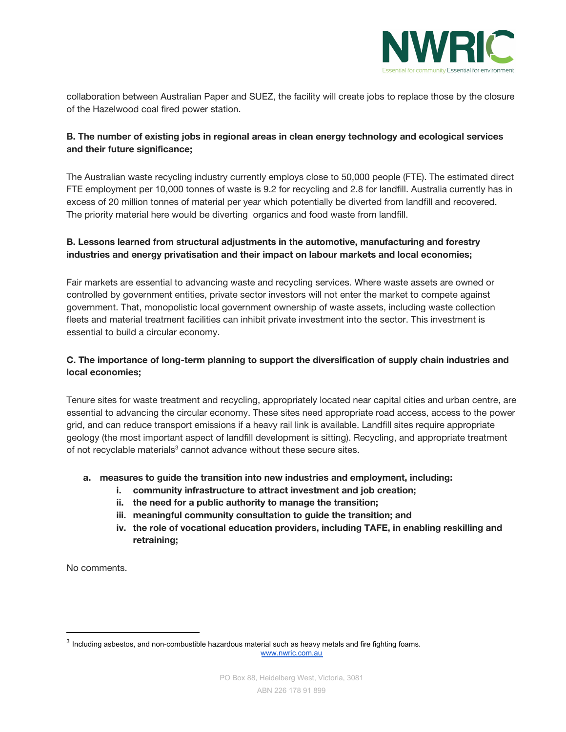collaboration between Australian Paper and SUEZ, the facility will create jobs to replace those by the closure of the Hazelwood coal fired power station.

**B. The number of existing jobs in regional areas in clean energy technology and ecological services and their future significance;**

The Australian waste recycling industry currently employs close to 50,000 people (FTE). The estimated direct FTE employment per 10,000 tonnes of waste is 9.2 for recycling and 2.8 for landfill. Australia currently has in excess of 20 million tonnes of material per year which potentially be diverted from landfill and recovered. The priority material here would be diverting  organics and food waste from landfill.

**B. Lessons learned from structural adjustments in the automotive, manufacturing and forestry industries and energy privatisation and their impact on labour markets and local economies;**

Fair markets are essential to advancing waste and recycling services. Where waste assets are owned or controlled by government entities, private sector investors will not enter the market to compete against government. That, monopolistic local government ownership of waste assets, including waste collection fleets and material treatment facilities can inhibit private investment into the sector. This investment is essential to build a circular economy.

**C. The importance of long-term planning to support the diversification of supply chain industries and local economies;**

Tenure sites for waste treatment and recycling, appropriately located near capital cities and urban centre, are essential to advancing the circular economy. These sites need appropriate road access, access to the power grid, and can reduce transport emissions if a heavy rail link is available. Landfill sites require appropriate geology (the most important aspect of landfill development is sitting). Recycling, and appropriate treatment of not recyclable materials[3] cannot advance without these secure sites.

a. **measures to guide the transition into new industries and employment, including:**
    i. **community infrastructure to attract investment and job creation;**
    ii. **the need for a public authority to manage the transition;**
    iii. **meaningful community consultation to guide the transition; and**
    iv. **the role of vocational education providers, including TAFE, in enabling reskilling and retraining;**

No comments.

[3] Including asbestos, and non-combustible hazardous material such as heavy metals and fire fighting foams.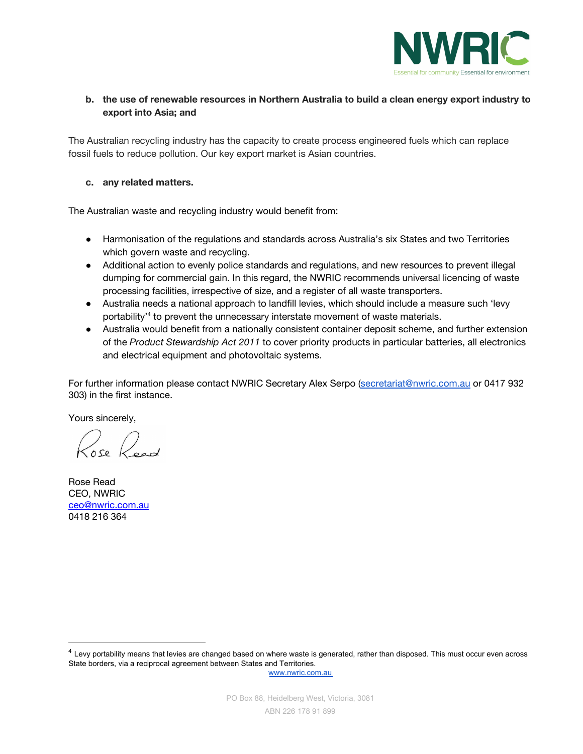**b. the use of renewable resources in Northern Australia to build a clean energy export industry to export into Asia; and**

The Australian recycling industry has the capacity to create process engineered fuels which can replace fossil fuels to reduce pollution. Our key export market is Asian countries.

**c. any related matters.**

The Australian waste and recycling industry would benefit from:

- Harmonisation of the regulations and standards across Australia's six States and two Territories which govern waste and recycling.
- Additional action to evenly police standards and regulations, and new resources to prevent illegal dumping for commercial gain. In this regard, the NWRIC recommends universal licencing of waste processing facilities, irrespective of size, and a register of all waste transporters.
- Australia needs a national approach to landfill levies, which should include a measure such 'levy portability'[4] to prevent the unnecessary interstate movement of waste materials.
- Australia would benefit from a nationally consistent container deposit scheme, and further extension of the *Product Stewardship Act 2011* to cover priority products in particular batteries, all electronics and electrical equipment and photovoltaic systems.

For further information please contact NWRIC Secretary Alex Serpo (secretariat@nwric.com.au or 0417 932 303) in the first instance.

Yours sincerely,

Rose Read

Rose Read
CEO, NWRIC
ceo@nwric.com.au
0418 216 364

[4] Levy portability means that levies are changed based on where waste is generated, rather than disposed. This must occur even across State borders, via a reciprocal agreement between States and Territories.

www.nwric.com.au

PO Box 88, Heidelberg West, Victoria, 3081

ABN 226 178 91 899